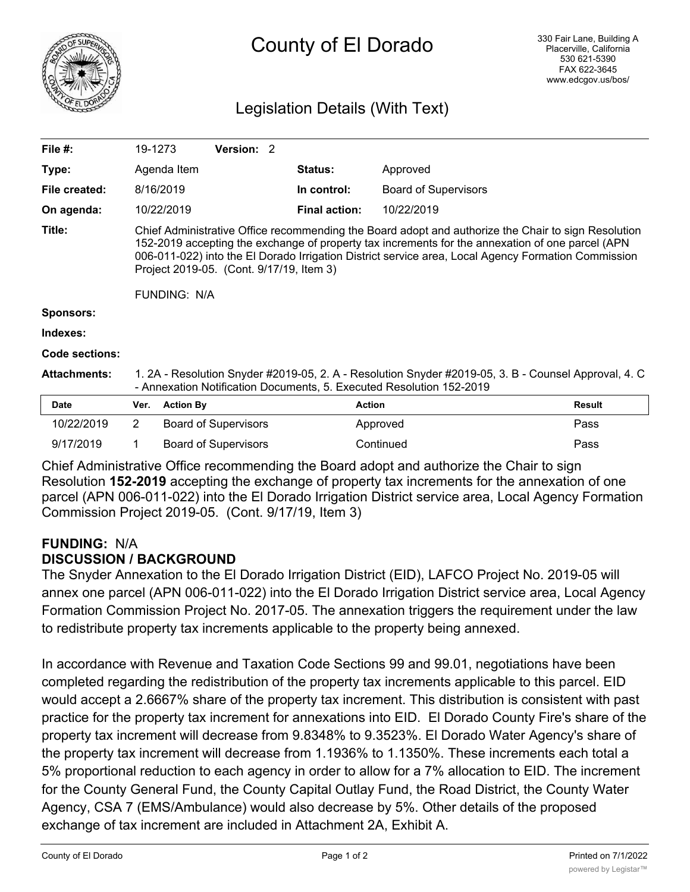# County of El Dorado

330 Fair Lane, Building A
Placerville, California
530 621-5390
FAX 622-3645
www.edcgov.us/bos/

## Legislation Details (With Text)

| | | | |
|---|---|---|---|
| **File #:** | 19-1273 **Version:** 2 | | |
| **Type:** | Agenda Item | **Status:** | Approved |
| **File created:** | 8/16/2019 | **In control:** | Board of Supervisors |
| **On agenda:** | 10/22/2019 | **Final action:** | 10/22/2019 |

**Title:** Chief Administrative Office recommending the Board adopt and authorize the Chair to sign Resolution 152-2019 accepting the exchange of property tax increments for the annexation of one parcel (APN 006-011-022) into the El Dorado Irrigation District service area, Local Agency Formation Commission Project 2019-05. (Cont. 9/17/19, Item 3)

FUNDING: N/A

**Sponsors:**

**Indexes:**

**Code sections:**

**Attachments:** 1. 2A - Resolution Snyder #2019-05, 2. A - Resolution Snyder #2019-05, 3. B - Counsel Approval, 4. C - Annexation Notification Documents, 5. Executed Resolution 152-2019

| Date | Ver. | Action By | Action | Result |
|---|---|---|---|---|
| 10/22/2019 | 2 | Board of Supervisors | Approved | Pass |
| 9/17/2019 | 1 | Board of Supervisors | Continued | Pass |

Chief Administrative Office recommending the Board adopt and authorize the Chair to sign Resolution **152-2019** accepting the exchange of property tax increments for the annexation of one parcel (APN 006-011-022) into the El Dorado Irrigation District service area, Local Agency Formation Commission Project 2019-05. (Cont. 9/17/19, Item 3)

**FUNDING:** N/A

**DISCUSSION / BACKGROUND**

The Snyder Annexation to the El Dorado Irrigation District (EID), LAFCO Project No. 2019-05 will annex one parcel (APN 006-011-022) into the El Dorado Irrigation District service area, Local Agency Formation Commission Project No. 2017-05. The annexation triggers the requirement under the law to redistribute property tax increments applicable to the property being annexed.

In accordance with Revenue and Taxation Code Sections 99 and 99.01, negotiations have been completed regarding the redistribution of the property tax increments applicable to this parcel. EID would accept a 2.6667% share of the property tax increment. This distribution is consistent with past practice for the property tax increment for annexations into EID. El Dorado County Fire's share of the property tax increment will decrease from 9.8348% to 9.3523%. El Dorado Water Agency's share of the property tax increment will decrease from 1.1936% to 1.1350%. These increments each total a 5% proportional reduction to each agency in order to allow for a 7% allocation to EID. The increment for the County General Fund, the County Capital Outlay Fund, the Road District, the County Water Agency, CSA 7 (EMS/Ambulance) would also decrease by 5%. Other details of the proposed exchange of tax increment are included in Attachment 2A, Exhibit A.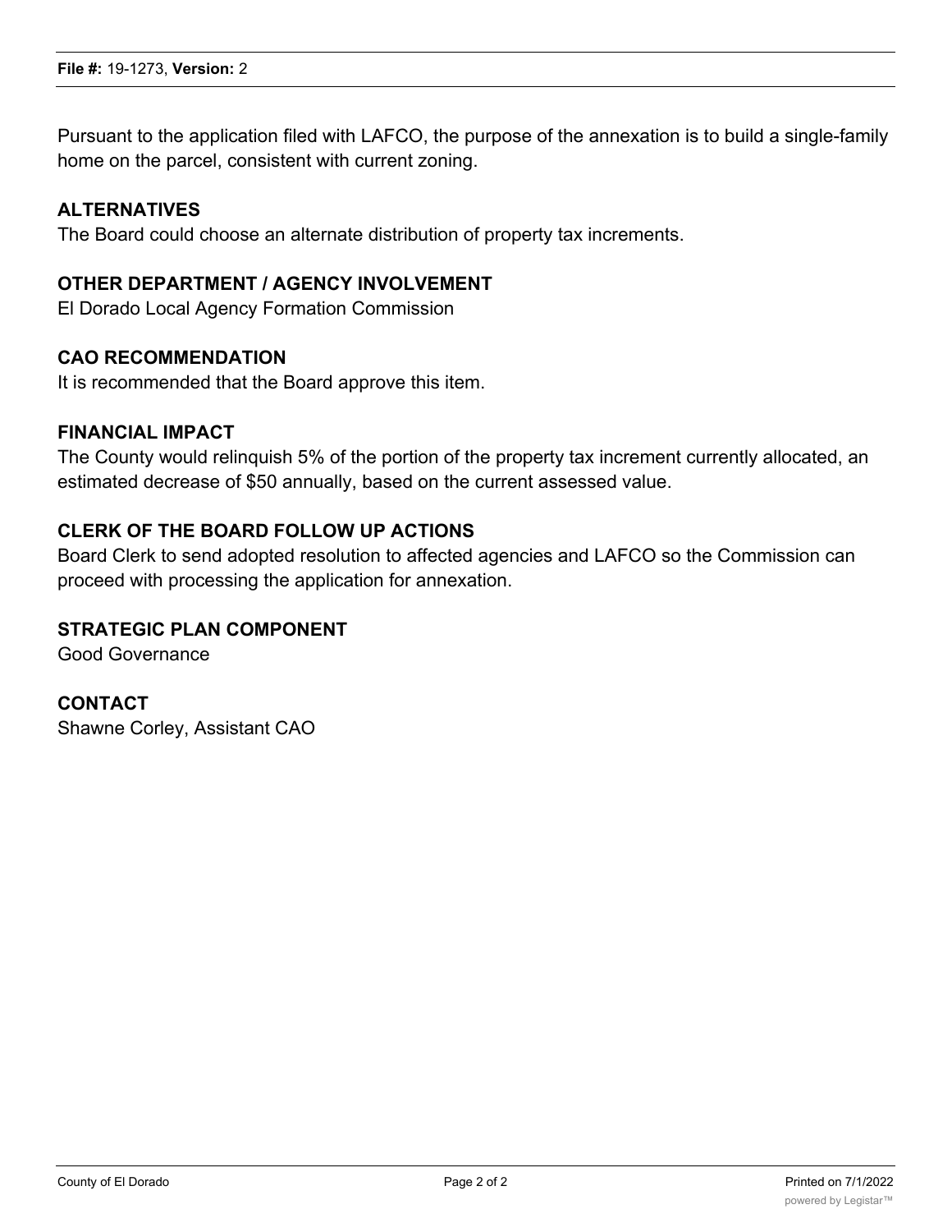Pursuant to the application filed with LAFCO, the purpose of the annexation is to build a single-family home on the parcel, consistent with current zoning.

## ALTERNATIVES

The Board could choose an alternate distribution of property tax increments.

## OTHER DEPARTMENT / AGENCY INVOLVEMENT

El Dorado Local Agency Formation Commission

## CAO RECOMMENDATION

It is recommended that the Board approve this item.

## FINANCIAL IMPACT

The County would relinquish 5% of the portion of the property tax increment currently allocated, an estimated decrease of $50 annually, based on the current assessed value.

## CLERK OF THE BOARD FOLLOW UP ACTIONS

Board Clerk to send adopted resolution to affected agencies and LAFCO so the Commission can proceed with processing the application for annexation.

## STRATEGIC PLAN COMPONENT

Good Governance

## CONTACT

Shawne Corley, Assistant CAO